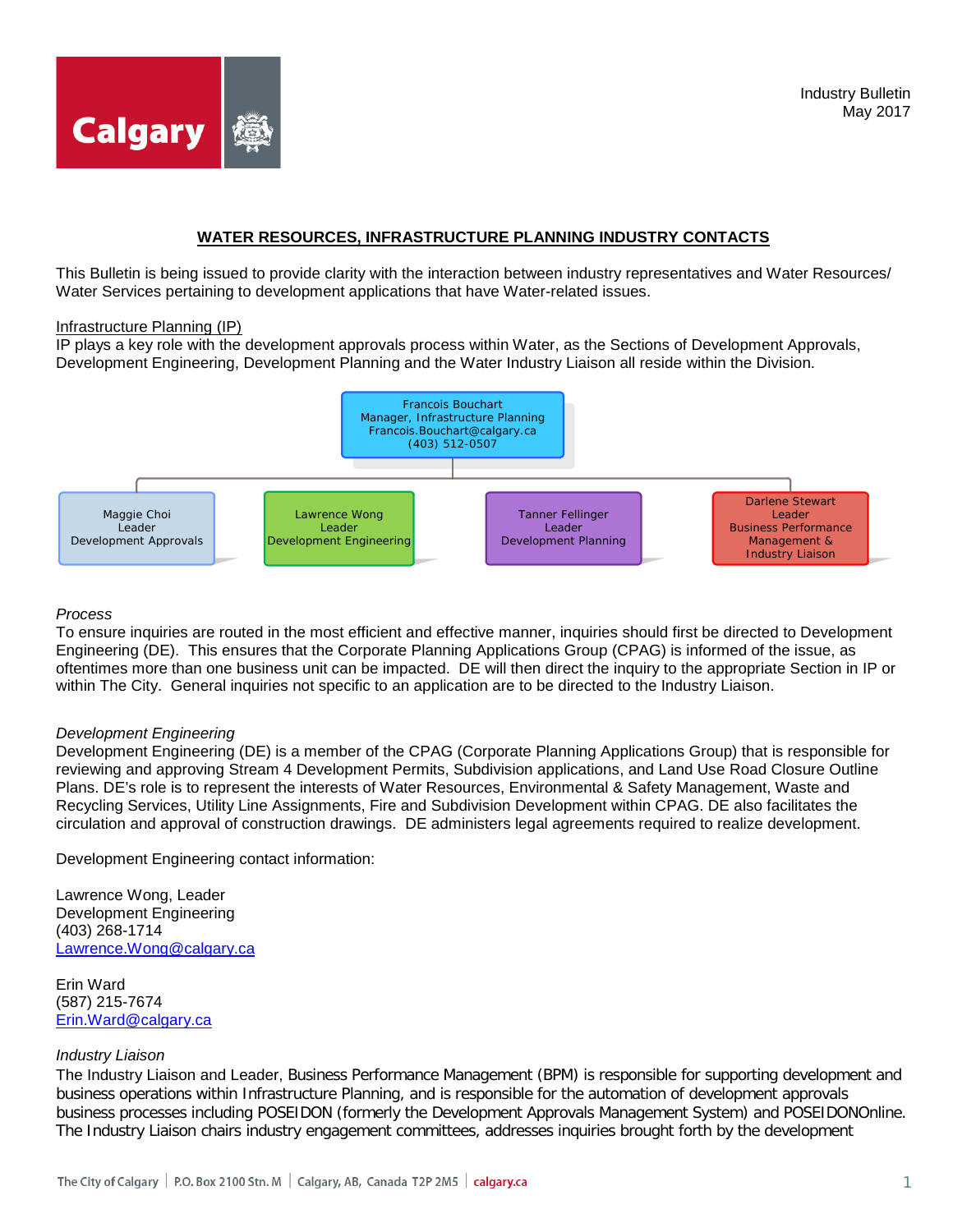Industry Bulletin
May 2017

## WATER RESOURCES, INFRASTRUCTURE PLANNING INDUSTRY CONTACTS

This Bulletin is being issued to provide clarity with the interaction between industry representatives and Water Resources/ Water Services pertaining to development applications that have Water-related issues.

### Infrastructure Planning (IP)

IP plays a key role with the development approvals process within Water, as the Sections of Development Approvals, Development Engineering, Development Planning and the Water Industry Liaison all reside within the Division.

Francois Bouchart
Manager, Infrastructure Planning
Francois.Bouchart@calgary.ca
(403) 512-0507

- Maggie Choi, Leader, Development Approvals
- Lawrence Wong, Leader, Development Engineering
- Tanner Fellinger, Leader, Development Planning
- Darlene Stewart, Leader, Business Performance Management & Industry Liaison

*Process*

To ensure inquiries are routed in the most efficient and effective manner, inquiries should first be directed to Development Engineering (DE). This ensures that the Corporate Planning Applications Group (CPAG) is informed of the issue, as oftentimes more than one business unit can be impacted. DE will then direct the inquiry to the appropriate Section in IP or within The City. General inquiries not specific to an application are to be directed to the Industry Liaison.

*Development Engineering*

Development Engineering (DE) is a member of the CPAG (Corporate Planning Applications Group) that is responsible for reviewing and approving Stream 4 Development Permits, Subdivision applications, and Land Use Road Closure Outline Plans. DE's role is to represent the interests of Water Resources, Environmental & Safety Management, Waste and Recycling Services, Utility Line Assignments, Fire and Subdivision Development within CPAG. DE also facilitates the circulation and approval of construction drawings. DE administers legal agreements required to realize development.

Development Engineering contact information:

Lawrence Wong, Leader
Development Engineering
(403) 268-1714
Lawrence.Wong@calgary.ca

Erin Ward
(587) 215-7674
Erin.Ward@calgary.ca

*Industry Liaison*

The Industry Liaison and Leader, Business Performance Management (BPM) is responsible for supporting development and business operations within Infrastructure Planning, and is responsible for the automation of development approvals business processes including POSEIDON (formerly the Development Approvals Management System) and POSEIDONOnline. The Industry Liaison chairs industry engagement committees, addresses inquiries brought forth by the development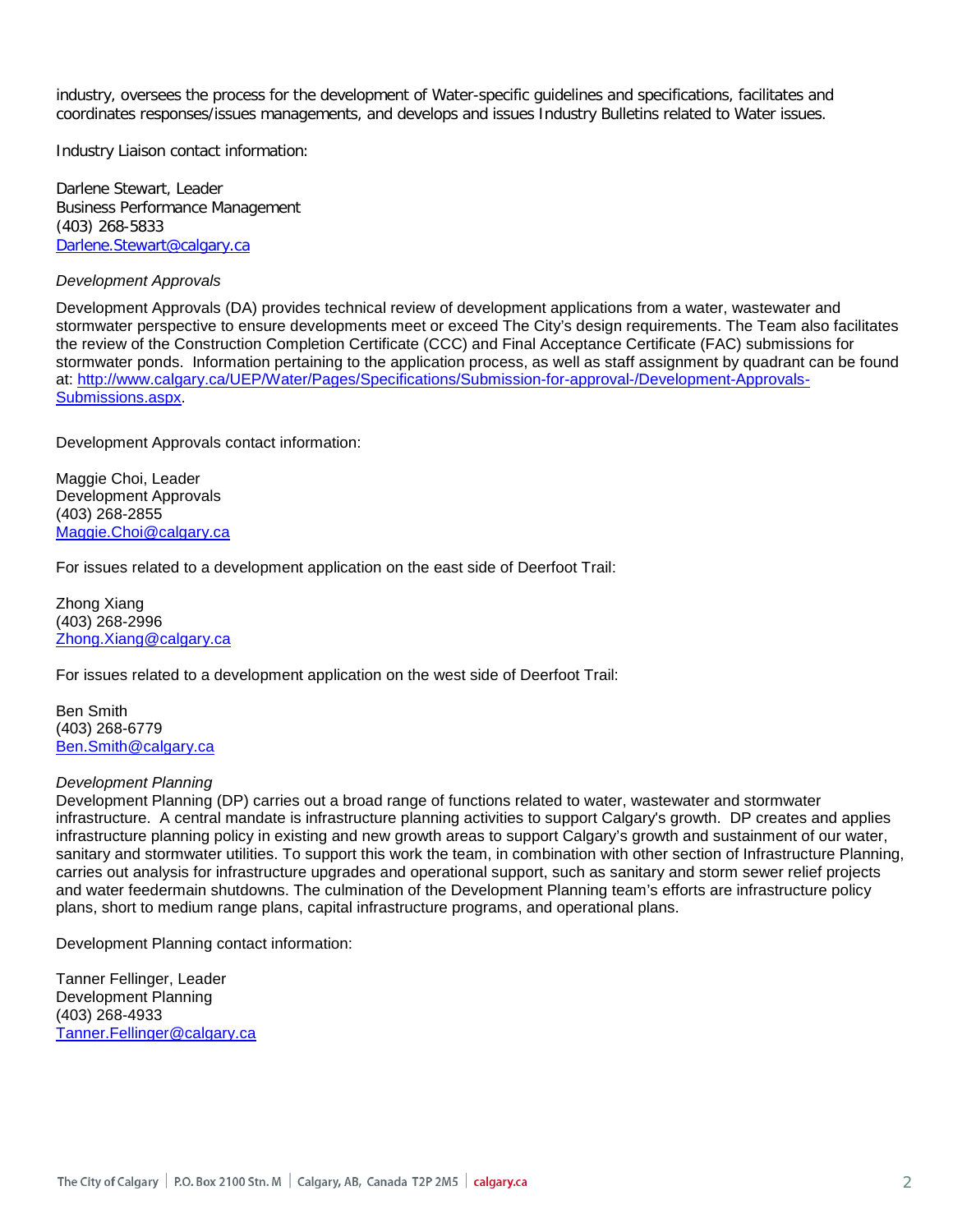industry, oversees the process for the development of Water-specific guidelines and specifications, facilitates and coordinates responses/issues managements, and develops and issues Industry Bulletins related to Water issues.

Industry Liaison contact information:

Darlene Stewart, Leader
Business Performance Management
(403) 268-5833
[Darlene.Stewart@calgary.ca](mailto:Darlene.Stewart@calgary.ca)

*Development Approvals*

Development Approvals (DA) provides technical review of development applications from a water, wastewater and stormwater perspective to ensure developments meet or exceed The City's design requirements. The Team also facilitates the review of the Construction Completion Certificate (CCC) and Final Acceptance Certificate (FAC) submissions for stormwater ponds. Information pertaining to the application process, as well as staff assignment by quadrant can be found at: [http://www.calgary.ca/UEP/Water/Pages/Specifications/Submission-for-approval-/Development-Approvals-Submissions.aspx](http://www.calgary.ca/UEP/Water/Pages/Specifications/Submission-for-approval-/Development-Approvals-Submissions.aspx).

Development Approvals contact information:

Maggie Choi, Leader
Development Approvals
(403) 268-2855
[Maggie.Choi@calgary.ca](mailto:Maggie.Choi@calgary.ca)

For issues related to a development application on the east side of Deerfoot Trail:

Zhong Xiang
(403) 268-2996
[Zhong.Xiang@calgary.ca](mailto:Zhong.Xiang@calgary.ca)

For issues related to a development application on the west side of Deerfoot Trail:

Ben Smith
(403) 268-6779
[Ben.Smith@calgary.ca](mailto:Ben.Smith@calgary.ca)

*Development Planning*

Development Planning (DP) carries out a broad range of functions related to water, wastewater and stormwater infrastructure. A central mandate is infrastructure planning activities to support Calgary's growth. DP creates and applies infrastructure planning policy in existing and new growth areas to support Calgary's growth and sustainment of our water, sanitary and stormwater utilities. To support this work the team, in combination with other section of Infrastructure Planning, carries out analysis for infrastructure upgrades and operational support, such as sanitary and storm sewer relief projects and water feedermain shutdowns. The culmination of the Development Planning team's efforts are infrastructure policy plans, short to medium range plans, capital infrastructure programs, and operational plans.

Development Planning contact information:

Tanner Fellinger, Leader
Development Planning
(403) 268-4933
[Tanner.Fellinger@calgary.ca](mailto:Tanner.Fellinger@calgary.ca)